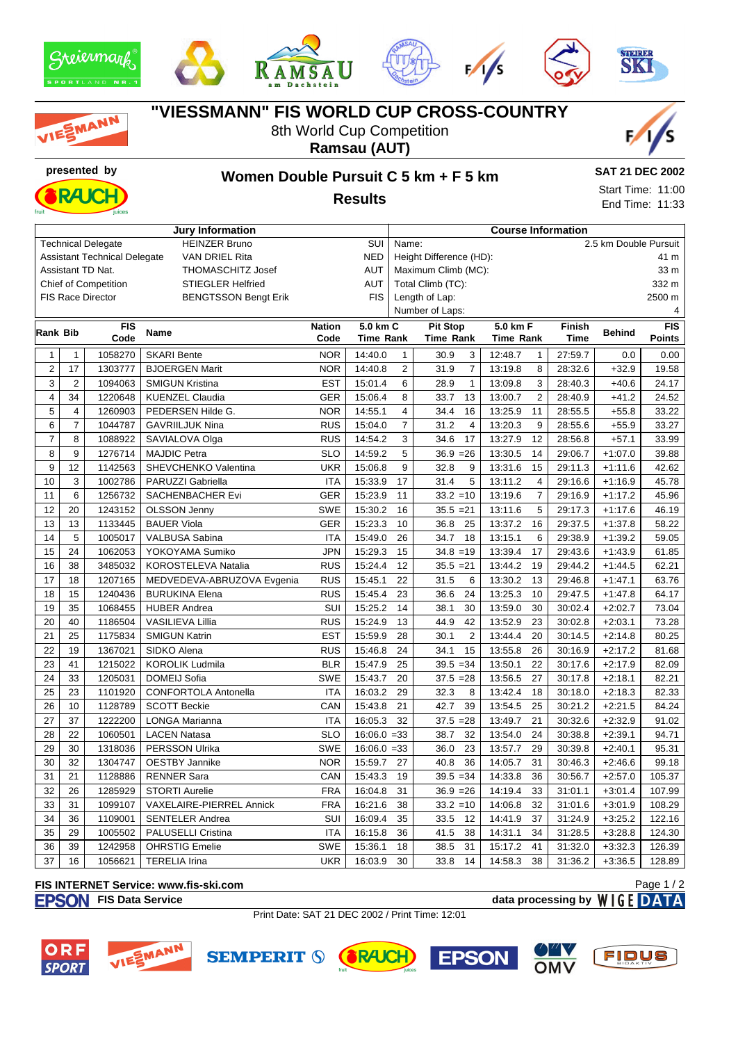# "VIESSMANN" FIS WORLD CUP CROSS-COUNTRY

8th World Cup Competition

**Ramsau (AUT)**

presented by

## Women Double Pursuit C 5 km + F 5 km

### Results

**SAT 21 DEC 2002**

Start Time: 11:00

End Time: 11:33

| Jury Information | | | Course Information | |
|---|---|---|---|---|
| Technical Delegate | HEINZER Bruno | SUI | Name: | 2.5 km Double Pursuit |
| Assistant Technical Delegate | VAN DRIEL Rita | NED | Height Difference (HD): | 41 m |
| Assistant TD Nat. | THOMASCHITZ Josef | AUT | Maximum Climb (MC): | 33 m |
| Chief of Competition | STIEGLER Helfried | AUT | Total Climb (TC): | 332 m |
| FIS Race Director | BENGTSSON Bengt Erik | FIS | Length of Lap: | 2500 m |
| | | | Number of Laps: | 4 |

| Rank | Bib | FIS Code | Name | Nation Code | 5.0 km C Time | Rank | Pit Stop Time | Rank | 5.0 km F Time | Rank | Finish Time | Behind | FIS Points |
|---|---|---|---|---|---|---|---|---|---|---|---|---|---|
| 1 | 1 | 1058270 | SKARI Bente | NOR | 14:40.0 | 1 | 30.9 | 3 | 12:48.7 | 1 | 27:59.7 | 0.0 | 0.00 |
| 2 | 17 | 1303777 | BJOERGEN Marit | NOR | 14:40.8 | 2 | 31.9 | 7 | 13:19.8 | 8 | 28:32.6 | +32.9 | 19.58 |
| 3 | 2 | 1094063 | SMIGUN Kristina | EST | 15:01.4 | 6 | 28.9 | 1 | 13:09.8 | 3 | 28:40.3 | +40.6 | 24.17 |
| 4 | 34 | 1220648 | KUENZEL Claudia | GER | 15:06.4 | 8 | 33.7 | 13 | 13:00.7 | 2 | 28:40.9 | +41.2 | 24.52 |
| 5 | 4 | 1260903 | PEDERSEN Hilde G. | NOR | 14:55.1 | 4 | 34.4 | 16 | 13:25.9 | 11 | 28:55.5 | +55.8 | 33.22 |
| 6 | 7 | 1044787 | GAVRIILJUK Nina | RUS | 15:04.0 | 7 | 31.2 | 4 | 13:20.3 | 9 | 28:55.6 | +55.9 | 33.27 |
| 7 | 8 | 1088922 | SAVIALOVA Olga | RUS | 14:54.2 | 3 | 34.6 | 17 | 13:27.9 | 12 | 28:56.8 | +57.1 | 33.99 |
| 8 | 9 | 1276714 | MAJDIC Petra | SLO | 14:59.2 | 5 | 36.9 | =26 | 13:30.5 | 14 | 29:06.7 | +1:07.0 | 39.88 |
| 9 | 12 | 1142563 | SHEVCHENKO Valentina | UKR | 15:06.8 | 9 | 32.8 | 9 | 13:31.6 | 15 | 29:11.3 | +1:11.6 | 42.62 |
| 10 | 3 | 1002786 | PARUZZI Gabriella | ITA | 15:33.9 | 17 | 31.4 | 5 | 13:11.2 | 4 | 29:16.6 | +1:16.9 | 45.78 |
| 11 | 6 | 1256732 | SACHENBACHER Evi | GER | 15:23.9 | 11 | 33.2 | =10 | 13:19.6 | 7 | 29:16.9 | +1:17.2 | 45.96 |
| 12 | 20 | 1243152 | OLSSON Jenny | SWE | 15:30.2 | 16 | 35.5 | =21 | 13:11.6 | 5 | 29:17.3 | +1:17.6 | 46.19 |
| 13 | 13 | 1133445 | BAUER Viola | GER | 15:23.3 | 10 | 36.8 | 25 | 13:37.2 | 16 | 29:37.5 | +1:37.8 | 58.22 |
| 14 | 5 | 1005017 | VALBUSA Sabina | ITA | 15:49.0 | 26 | 34.7 | 18 | 13:15.1 | 6 | 29:38.9 | +1:39.2 | 59.05 |
| 15 | 24 | 1062053 | YOKOYAMA Sumiko | JPN | 15:29.3 | 15 | 34.8 | =19 | 13:39.4 | 17 | 29:43.6 | +1:43.9 | 61.85 |
| 16 | 38 | 3485032 | KOROSTELEVA Natalia | RUS | 15:24.4 | 12 | 35.5 | =21 | 13:44.2 | 19 | 29:44.2 | +1:44.5 | 62.21 |
| 17 | 18 | 1207165 | MEDVEDEVA-ABRUZOVA Evgenia | RUS | 15:45.1 | 22 | 31.5 | 6 | 13:30.2 | 13 | 29:46.8 | +1:47.1 | 63.76 |
| 18 | 15 | 1240436 | BURUKINA Elena | RUS | 15:45.4 | 23 | 36.6 | 24 | 13:25.3 | 10 | 29:47.5 | +1:47.8 | 64.17 |
| 19 | 35 | 1068455 | HUBER Andrea | SUI | 15:25.2 | 14 | 38.1 | 30 | 13:59.0 | 30 | 30:02.4 | +2:02.7 | 73.04 |
| 20 | 40 | 1186504 | VASILIEVA Lillia | RUS | 15:24.9 | 13 | 44.9 | 42 | 13:52.9 | 23 | 30:02.8 | +2:03.1 | 73.28 |
| 21 | 25 | 1175834 | SMIGUN Katrin | EST | 15:59.9 | 28 | 30.1 | 2 | 13:44.4 | 20 | 30:14.5 | +2:14.8 | 80.25 |
| 22 | 19 | 1367021 | SIDKO Alena | RUS | 15:46.8 | 24 | 34.1 | 15 | 13:55.8 | 26 | 30:16.9 | +2:17.2 | 81.68 |
| 23 | 41 | 1215022 | KOROLIK Ludmila | BLR | 15:47.9 | 25 | 39.5 | =34 | 13:50.1 | 22 | 30:17.6 | +2:17.9 | 82.09 |
| 24 | 33 | 1205031 | DOMEIJ Sofia | SWE | 15:43.7 | 20 | 37.5 | =28 | 13:56.5 | 27 | 30:17.8 | +2:18.1 | 82.21 |
| 25 | 23 | 1101920 | CONFORTOLA Antonella | ITA | 16:03.2 | 29 | 32.3 | 8 | 13:42.4 | 18 | 30:18.0 | +2:18.3 | 82.33 |
| 26 | 10 | 1128789 | SCOTT Beckie | CAN | 15:43.8 | 21 | 42.7 | 39 | 13:54.5 | 25 | 30:21.2 | +2:21.5 | 84.24 |
| 27 | 37 | 1222200 | LONGA Marianna | ITA | 16:05.3 | 32 | 37.5 | =28 | 13:49.7 | 21 | 30:32.6 | +2:32.9 | 91.02 |
| 28 | 22 | 1060501 | LACEN Natasa | SLO | 16:06.0 | =33 | 38.7 | 32 | 13:54.0 | 24 | 30:38.8 | +2:39.1 | 94.71 |
| 29 | 30 | 1318036 | PERSSON Ulrika | SWE | 16:06.0 | =33 | 36.0 | 23 | 13:57.7 | 29 | 30:39.8 | +2:40.1 | 95.31 |
| 30 | 32 | 1304747 | OESTBY Jannike | NOR | 15:59.7 | 27 | 40.8 | 36 | 14:05.7 | 31 | 30:46.3 | +2:46.6 | 99.18 |
| 31 | 21 | 1128886 | RENNER Sara | CAN | 15:43.3 | 19 | 39.5 | =34 | 14:33.8 | 36 | 30:56.7 | +2:57.0 | 105.37 |
| 32 | 26 | 1285929 | STORTI Aurelie | FRA | 16:04.8 | 31 | 36.9 | =26 | 14:19.4 | 33 | 31:01.1 | +3:01.4 | 107.99 |
| 33 | 31 | 1099107 | VAXELAIRE-PIERREL Annick | FRA | 16:21.6 | 38 | 33.2 | =10 | 14:06.8 | 32 | 31:01.6 | +3:01.9 | 108.29 |
| 34 | 36 | 1109001 | SENTELER Andrea | SUI | 16:09.4 | 35 | 33.5 | 12 | 14:41.9 | 37 | 31:24.9 | +3:25.2 | 122.16 |
| 35 | 29 | 1005502 | PALUSELLI Cristina | ITA | 16:15.8 | 36 | 41.5 | 38 | 14:31.1 | 34 | 31:28.5 | +3:28.8 | 124.30 |
| 36 | 39 | 1242958 | OHRSTIG Emelie | SWE | 15:36.1 | 18 | 38.5 | 31 | 15:17.2 | 41 | 31:32.0 | +3:32.3 | 126.39 |
| 37 | 16 | 1056621 | TERELIA Irina | UKR | 16:03.9 | 30 | 33.8 | 14 | 14:58.3 | 38 | 31:36.2 | +3:36.5 | 128.89 |

**FIS INTERNET Service: www.fis-ski.com**

**FIS Data Service** — **data processing by WIGE DATA**

Print Date: SAT 21 DEC 2002 / Print Time: 12:01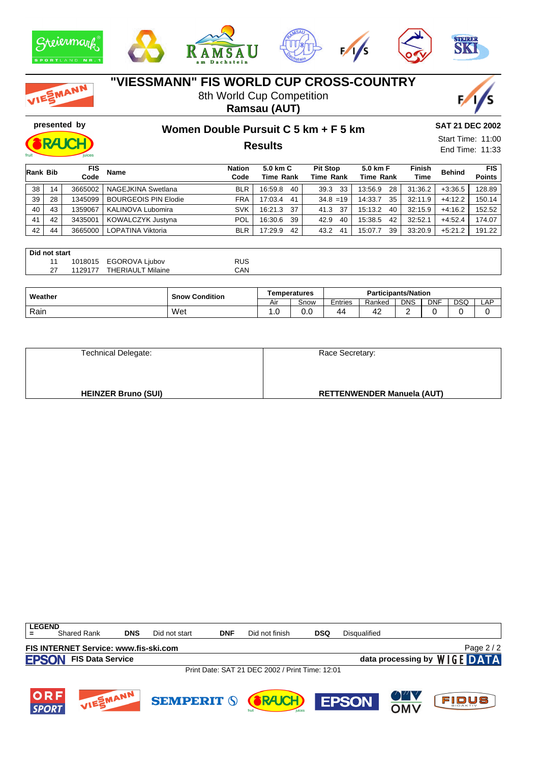# "VIESSMANN" FIS WORLD CUP CROSS-COUNTRY

8th World Cup Competition

**Ramsau (AUT)**

presented by

## Women Double Pursuit C 5 km + F 5 km

**Results**

**SAT 21 DEC 2002**

Start Time: 11:00

End Time: 11:33

| Rank | Bib | FIS Code | Name | Nation Code | 5.0 km C Time | Rank | Pit Stop Time | Rank | 5.0 km F Time | Rank | Finish Time | Behind | FIS Points |
|---|---|---|---|---|---|---|---|---|---|---|---|---|---|
| 38 | 14 | 3665002 | NAGEJKINA Swetlana | BLR | 16:59.8 | 40 | 39.3 | 33 | 13:56.9 | 28 | 31:36.2 | +3:36.5 | 128.89 |
| 39 | 28 | 1345099 | BOURGEOIS PIN Elodie | FRA | 17:03.4 | 41 | 34.8 | =19 | 14:33.7 | 35 | 32:11.9 | +4:12.2 | 150.14 |
| 40 | 43 | 1359067 | KALINOVA Lubomira | SVK | 16:21.3 | 37 | 41.3 | 37 | 15:13.2 | 40 | 32:15.9 | +4:16.2 | 152.52 |
| 41 | 42 | 3435001 | KOWALCZYK Justyna | POL | 16:30.6 | 39 | 42.9 | 40 | 15:38.5 | 42 | 32:52.1 | +4:52.4 | 174.07 |
| 42 | 44 | 3665000 | LOPATINA Viktoria | BLR | 17:29.9 | 42 | 43.2 | 41 | 15:07.7 | 39 | 33:20.9 | +5:21.2 | 191.22 |

**Did not start**

| Bib | FIS Code | Name | Nation Code |
|---|---|---|---|
| 11 | 1018015 | EGOROVA Ljubov | RUS |
| 27 | 1129177 | THERIAULT Milaine | CAN |

| Weather | Snow Condition | Temperatures | | Participants/Nation | | | | | |
|---|---|---|---|---|---|---|---|---|---|
| | | Air | Snow | Entries | Ranked | DNS | DNF | DSQ | LAP |
| Rain | Wet | 1.0 | 0.0 | 44 | 42 | 2 | 0 | 0 | 0 |

| Technical Delegate: | Race Secretary: |
|---|---|
| **HEINZER Bruno (SUI)** | **RETTENWENDER Manuela (AUT)** |

**LEGEND**

= Shared Rank **DNS** Did not start **DNF** Did not finish **DSQ** Disqualified

**FIS INTERNET Service: www.fis-ski.com**

**EPSON FIS Data Service**

**data processing by WIGE DATA**

Print Date: SAT 21 DEC 2002 / Print Time: 12:01